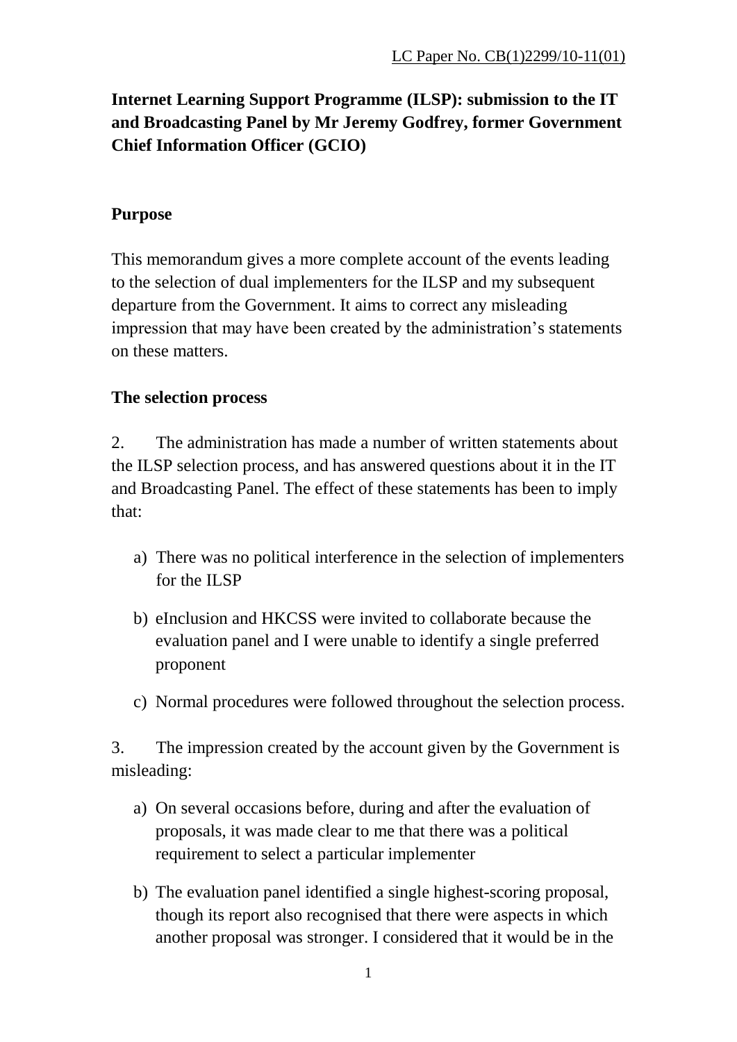LC Paper No. CB(1)2299/10-11(01)

**Internet Learning Support Programme (ILSP): submission to the IT and Broadcasting Panel by Mr Jeremy Godfrey, former Government Chief Information Officer (GCIO)**

**Purpose**

This memorandum gives a more complete account of the events leading to the selection of dual implementers for the ILSP and my subsequent departure from the Government. It aims to correct any misleading impression that may have been created by the administration's statements on these matters.

**The selection process**

2. The administration has made a number of written statements about the ILSP selection process, and has answered questions about it in the IT and Broadcasting Panel. The effect of these statements has been to imply that:

a) There was no political interference in the selection of implementers for the ILSP

b) eInclusion and HKCSS were invited to collaborate because the evaluation panel and I were unable to identify a single preferred proponent

c) Normal procedures were followed throughout the selection process.

3. The impression created by the account given by the Government is misleading:

a) On several occasions before, during and after the evaluation of proposals, it was made clear to me that there was a political requirement to select a particular implementer

b) The evaluation panel identified a single highest-scoring proposal, though its report also recognised that there were aspects in which another proposal was stronger. I considered that it would be in the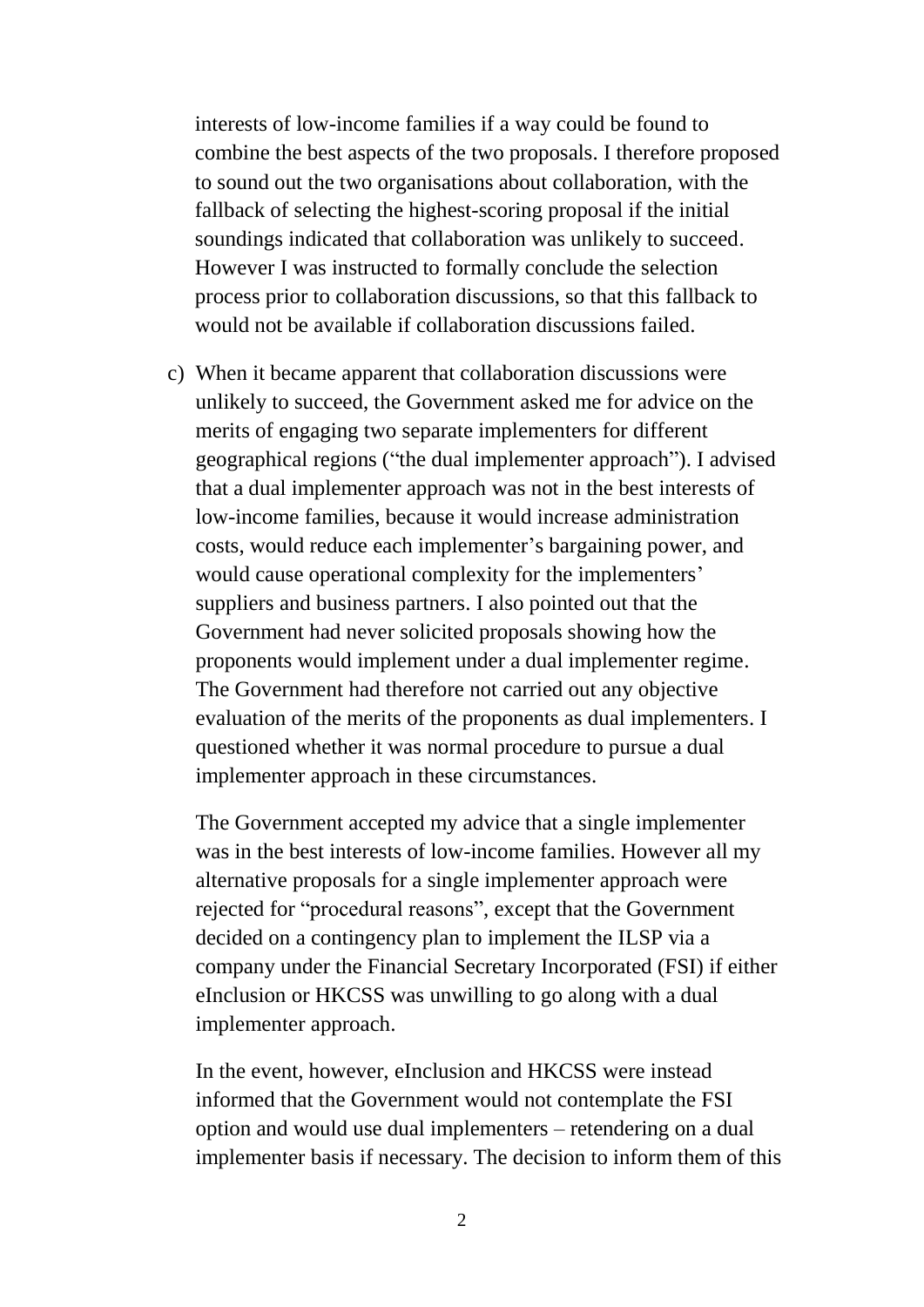interests of low-income families if a way could be found to combine the best aspects of the two proposals. I therefore proposed to sound out the two organisations about collaboration, with the fallback of selecting the highest-scoring proposal if the initial soundings indicated that collaboration was unlikely to succeed. However I was instructed to formally conclude the selection process prior to collaboration discussions, so that this fallback to would not be available if collaboration discussions failed.

c) When it became apparent that collaboration discussions were unlikely to succeed, the Government asked me for advice on the merits of engaging two separate implementers for different geographical regions ("the dual implementer approach"). I advised that a dual implementer approach was not in the best interests of low-income families, because it would increase administration costs, would reduce each implementer's bargaining power, and would cause operational complexity for the implementers' suppliers and business partners. I also pointed out that the Government had never solicited proposals showing how the proponents would implement under a dual implementer regime. The Government had therefore not carried out any objective evaluation of the merits of the proponents as dual implementers. I questioned whether it was normal procedure to pursue a dual implementer approach in these circumstances.

   The Government accepted my advice that a single implementer was in the best interests of low-income families. However all my alternative proposals for a single implementer approach were rejected for "procedural reasons", except that the Government decided on a contingency plan to implement the ILSP via a company under the Financial Secretary Incorporated (FSI) if either eInclusion or HKCSS was unwilling to go along with a dual implementer approach.

   In the event, however, eInclusion and HKCSS were instead informed that the Government would not contemplate the FSI option and would use dual implementers – retendering on a dual implementer basis if necessary. The decision to inform them of this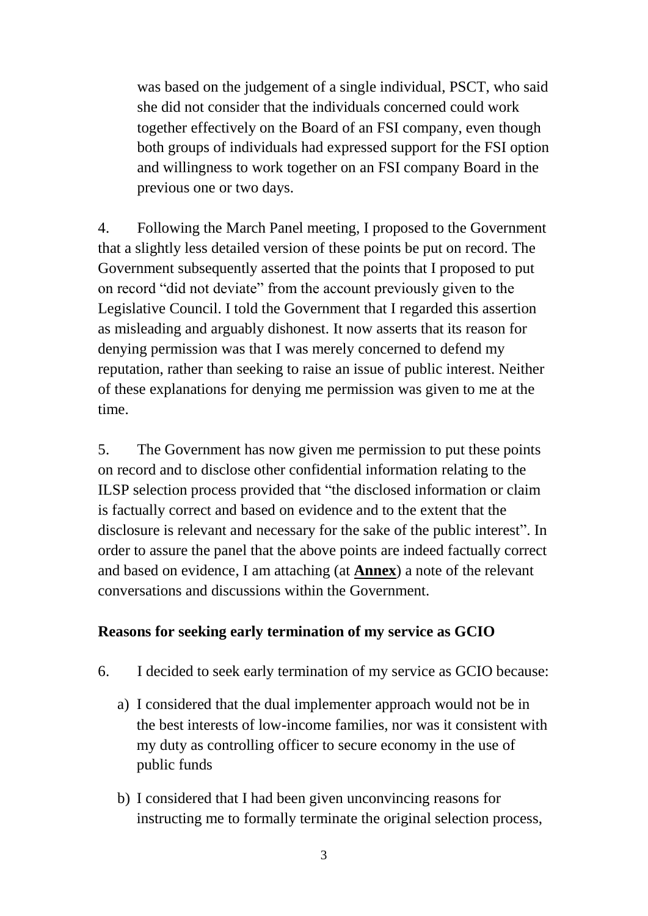was based on the judgement of a single individual, PSCT, who said she did not consider that the individuals concerned could work together effectively on the Board of an FSI company, even though both groups of individuals had expressed support for the FSI option and willingness to work together on an FSI company Board in the previous one or two days.

4. Following the March Panel meeting, I proposed to the Government that a slightly less detailed version of these points be put on record. The Government subsequently asserted that the points that I proposed to put on record "did not deviate" from the account previously given to the Legislative Council. I told the Government that I regarded this assertion as misleading and arguably dishonest. It now asserts that its reason for denying permission was that I was merely concerned to defend my reputation, rather than seeking to raise an issue of public interest. Neither of these explanations for denying me permission was given to me at the time.

5. The Government has now given me permission to put these points on record and to disclose other confidential information relating to the ILSP selection process provided that "the disclosed information or claim is factually correct and based on evidence and to the extent that the disclosure is relevant and necessary for the sake of the public interest". In order to assure the panel that the above points are indeed factually correct and based on evidence, I am attaching (at **Annex**) a note of the relevant conversations and discussions within the Government.

**Reasons for seeking early termination of my service as GCIO**

6. I decided to seek early termination of my service as GCIO because:

a) I considered that the dual implementer approach would not be in the best interests of low-income families, nor was it consistent with my duty as controlling officer to secure economy in the use of public funds

b) I considered that I had been given unconvincing reasons for instructing me to formally terminate the original selection process,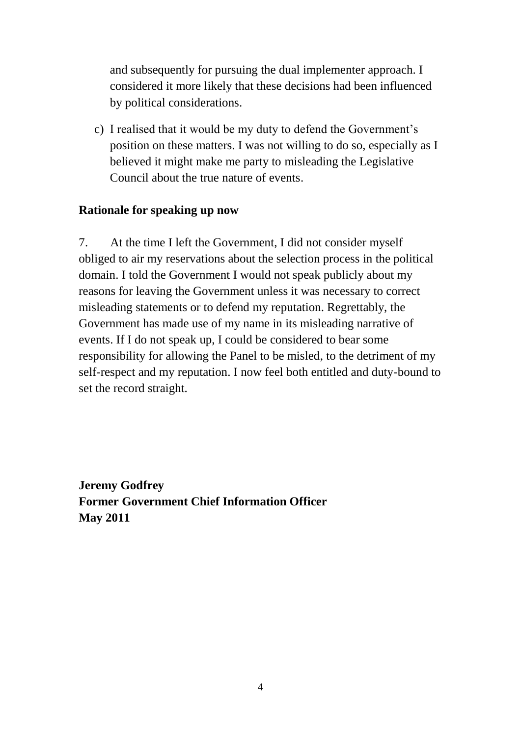and subsequently for pursuing the dual implementer approach. I considered it more likely that these decisions had been influenced by political considerations.

c) I realised that it would be my duty to defend the Government's position on these matters. I was not willing to do so, especially as I believed it might make me party to misleading the Legislative Council about the true nature of events.

**Rationale for speaking up now**

7. At the time I left the Government, I did not consider myself obliged to air my reservations about the selection process in the political domain. I told the Government I would not speak publicly about my reasons for leaving the Government unless it was necessary to correct misleading statements or to defend my reputation. Regrettably, the Government has made use of my name in its misleading narrative of events. If I do not speak up, I could be considered to bear some responsibility for allowing the Panel to be misled, to the detriment of my self-respect and my reputation. I now feel both entitled and duty-bound to set the record straight.

**Jeremy Godfrey**
**Former Government Chief Information Officer**
**May 2011**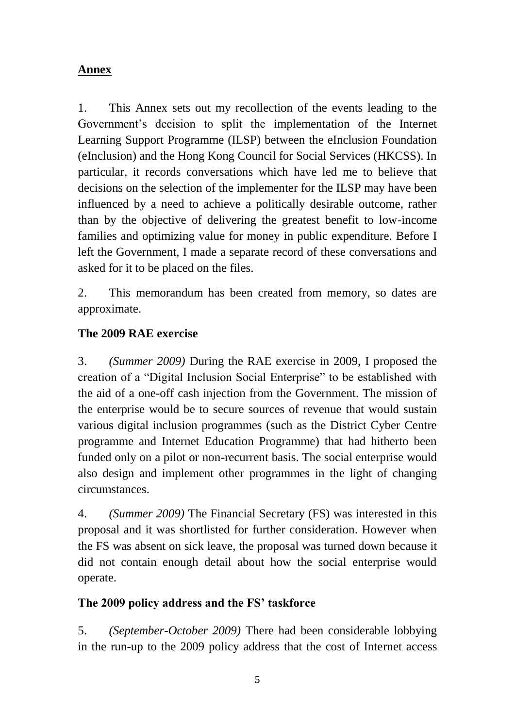**Annex**

1. This Annex sets out my recollection of the events leading to the Government's decision to split the implementation of the Internet Learning Support Programme (ILSP) between the eInclusion Foundation (eInclusion) and the Hong Kong Council for Social Services (HKCSS). In particular, it records conversations which have led me to believe that decisions on the selection of the implementer for the ILSP may have been influenced by a need to achieve a politically desirable outcome, rather than by the objective of delivering the greatest benefit to low-income families and optimizing value for money in public expenditure. Before I left the Government, I made a separate record of these conversations and asked for it to be placed on the files.

2. This memorandum has been created from memory, so dates are approximate.

**The 2009 RAE exercise**

3. *(Summer 2009)* During the RAE exercise in 2009, I proposed the creation of a "Digital Inclusion Social Enterprise" to be established with the aid of a one-off cash injection from the Government. The mission of the enterprise would be to secure sources of revenue that would sustain various digital inclusion programmes (such as the District Cyber Centre programme and Internet Education Programme) that had hitherto been funded only on a pilot or non-recurrent basis. The social enterprise would also design and implement other programmes in the light of changing circumstances.

4. *(Summer 2009)* The Financial Secretary (FS) was interested in this proposal and it was shortlisted for further consideration. However when the FS was absent on sick leave, the proposal was turned down because it did not contain enough detail about how the social enterprise would operate.

**The 2009 policy address and the FS' taskforce**

5. *(September-October 2009)* There had been considerable lobbying in the run-up to the 2009 policy address that the cost of Internet access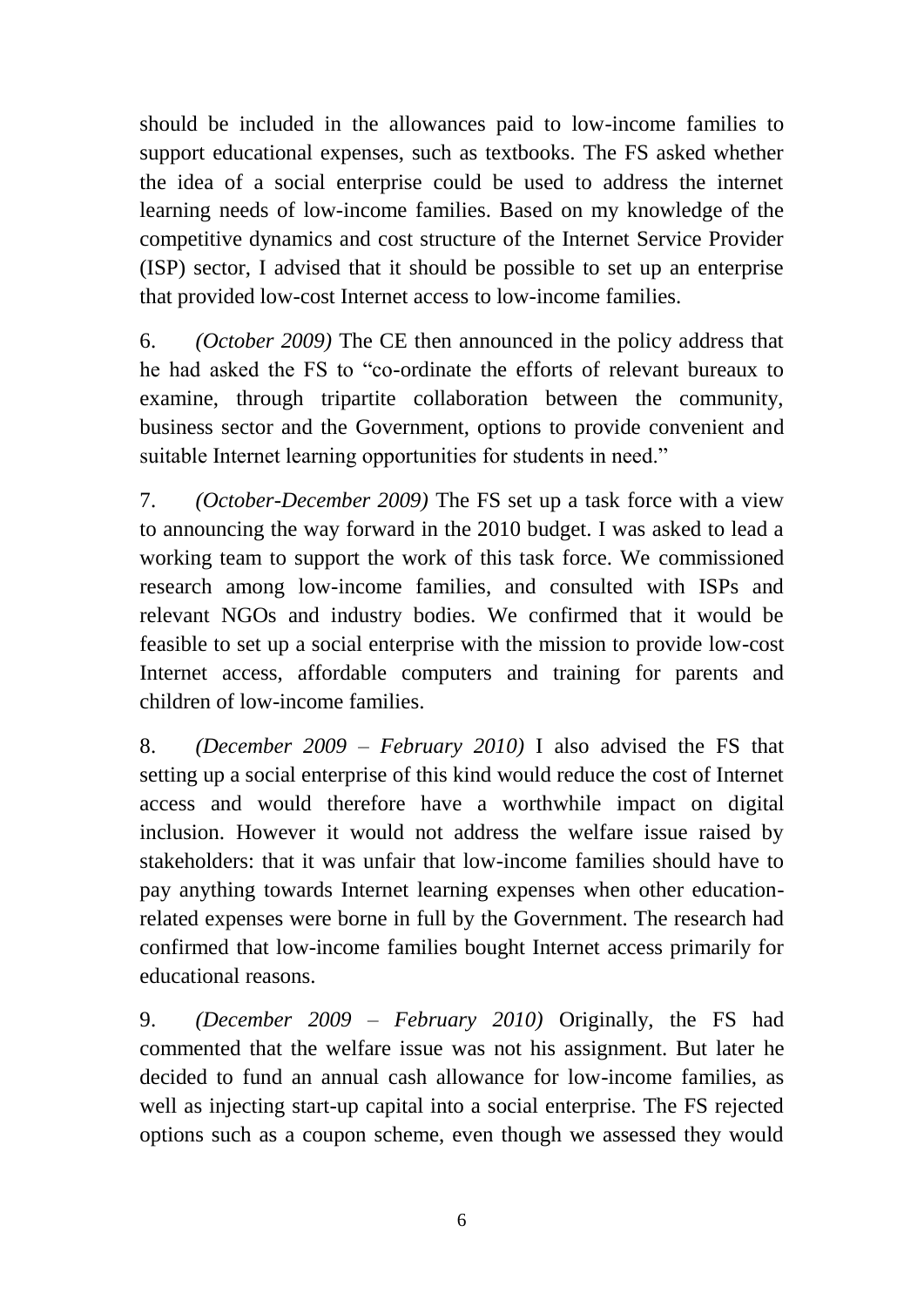should be included in the allowances paid to low-income families to support educational expenses, such as textbooks. The FS asked whether the idea of a social enterprise could be used to address the internet learning needs of low-income families. Based on my knowledge of the competitive dynamics and cost structure of the Internet Service Provider (ISP) sector, I advised that it should be possible to set up an enterprise that provided low-cost Internet access to low-income families.

6. *(October 2009)* The CE then announced in the policy address that he had asked the FS to "co-ordinate the efforts of relevant bureaux to examine, through tripartite collaboration between the community, business sector and the Government, options to provide convenient and suitable Internet learning opportunities for students in need."

7. *(October-December 2009)* The FS set up a task force with a view to announcing the way forward in the 2010 budget. I was asked to lead a working team to support the work of this task force. We commissioned research among low-income families, and consulted with ISPs and relevant NGOs and industry bodies. We confirmed that it would be feasible to set up a social enterprise with the mission to provide low-cost Internet access, affordable computers and training for parents and children of low-income families.

8. *(December 2009 – February 2010)* I also advised the FS that setting up a social enterprise of this kind would reduce the cost of Internet access and would therefore have a worthwhile impact on digital inclusion. However it would not address the welfare issue raised by stakeholders: that it was unfair that low-income families should have to pay anything towards Internet learning expenses when other education-related expenses were borne in full by the Government. The research had confirmed that low-income families bought Internet access primarily for educational reasons.

9. *(December 2009 – February 2010)* Originally, the FS had commented that the welfare issue was not his assignment. But later he decided to fund an annual cash allowance for low-income families, as well as injecting start-up capital into a social enterprise. The FS rejected options such as a coupon scheme, even though we assessed they would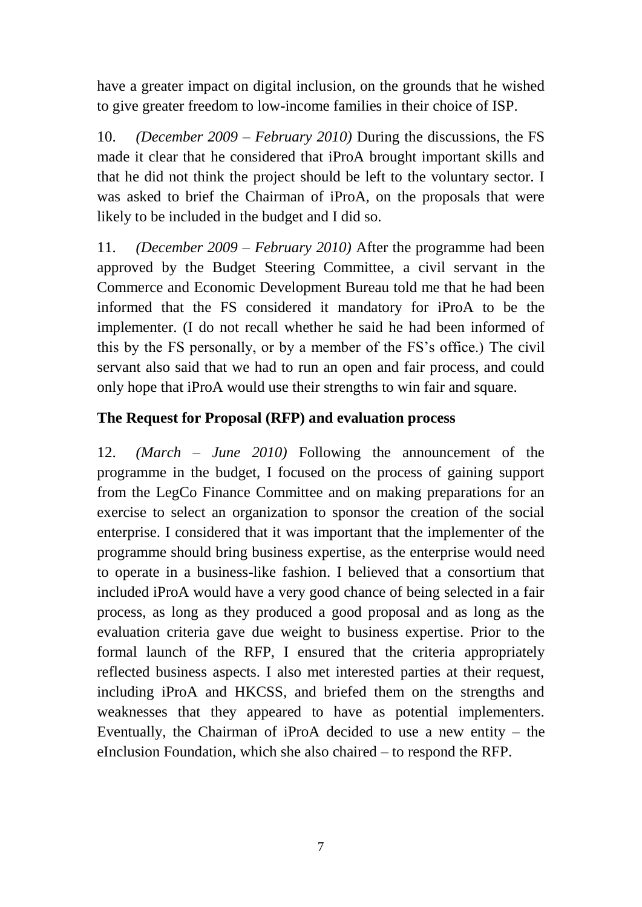have a greater impact on digital inclusion, on the grounds that he wished to give greater freedom to low-income families in their choice of ISP.

10. *(December 2009 – February 2010)* During the discussions, the FS made it clear that he considered that iProA brought important skills and that he did not think the project should be left to the voluntary sector. I was asked to brief the Chairman of iProA, on the proposals that were likely to be included in the budget and I did so.

11. *(December 2009 – February 2010)* After the programme had been approved by the Budget Steering Committee, a civil servant in the Commerce and Economic Development Bureau told me that he had been informed that the FS considered it mandatory for iProA to be the implementer. (I do not recall whether he said he had been informed of this by the FS personally, or by a member of the FS's office.) The civil servant also said that we had to run an open and fair process, and could only hope that iProA would use their strengths to win fair and square.

## The Request for Proposal (RFP) and evaluation process

12. *(March – June 2010)* Following the announcement of the programme in the budget, I focused on the process of gaining support from the LegCo Finance Committee and on making preparations for an exercise to select an organization to sponsor the creation of the social enterprise. I considered that it was important that the implementer of the programme should bring business expertise, as the enterprise would need to operate in a business-like fashion. I believed that a consortium that included iProA would have a very good chance of being selected in a fair process, as long as they produced a good proposal and as long as the evaluation criteria gave due weight to business expertise. Prior to the formal launch of the RFP, I ensured that the criteria appropriately reflected business aspects. I also met interested parties at their request, including iProA and HKCSS, and briefed them on the strengths and weaknesses that they appeared to have as potential implementers. Eventually, the Chairman of iProA decided to use a new entity – the eInclusion Foundation, which she also chaired – to respond the RFP.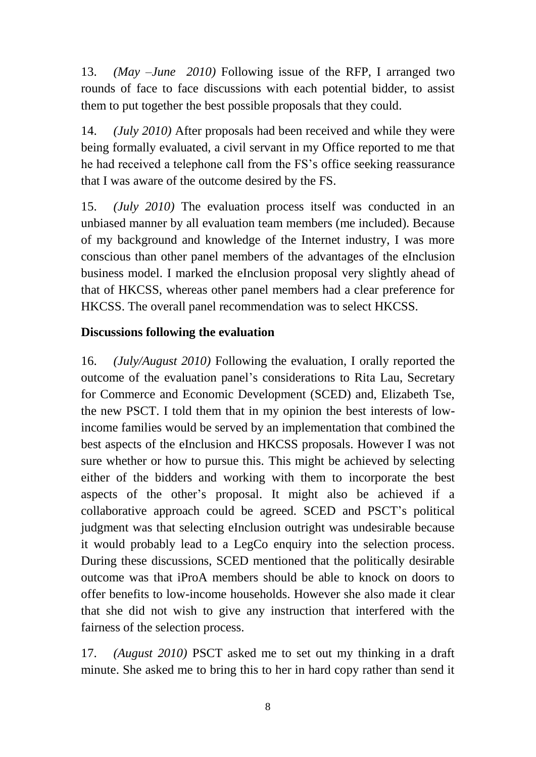13. *(May –June 2010)* Following issue of the RFP, I arranged two rounds of face to face discussions with each potential bidder, to assist them to put together the best possible proposals that they could.

14. *(July 2010)* After proposals had been received and while they were being formally evaluated, a civil servant in my Office reported to me that he had received a telephone call from the FS's office seeking reassurance that I was aware of the outcome desired by the FS.

15. *(July 2010)* The evaluation process itself was conducted in an unbiased manner by all evaluation team members (me included). Because of my background and knowledge of the Internet industry, I was more conscious than other panel members of the advantages of the eInclusion business model. I marked the eInclusion proposal very slightly ahead of that of HKCSS, whereas other panel members had a clear preference for HKCSS. The overall panel recommendation was to select HKCSS.

**Discussions following the evaluation**

16. *(July/August 2010)* Following the evaluation, I orally reported the outcome of the evaluation panel's considerations to Rita Lau, Secretary for Commerce and Economic Development (SCED) and, Elizabeth Tse, the new PSCT. I told them that in my opinion the best interests of low-income families would be served by an implementation that combined the best aspects of the eInclusion and HKCSS proposals. However I was not sure whether or how to pursue this. This might be achieved by selecting either of the bidders and working with them to incorporate the best aspects of the other's proposal. It might also be achieved if a collaborative approach could be agreed. SCED and PSCT's political judgment was that selecting eInclusion outright was undesirable because it would probably lead to a LegCo enquiry into the selection process. During these discussions, SCED mentioned that the politically desirable outcome was that iProA members should be able to knock on doors to offer benefits to low-income households. However she also made it clear that she did not wish to give any instruction that interfered with the fairness of the selection process.

17. *(August 2010)* PSCT asked me to set out my thinking in a draft minute. She asked me to bring this to her in hard copy rather than send it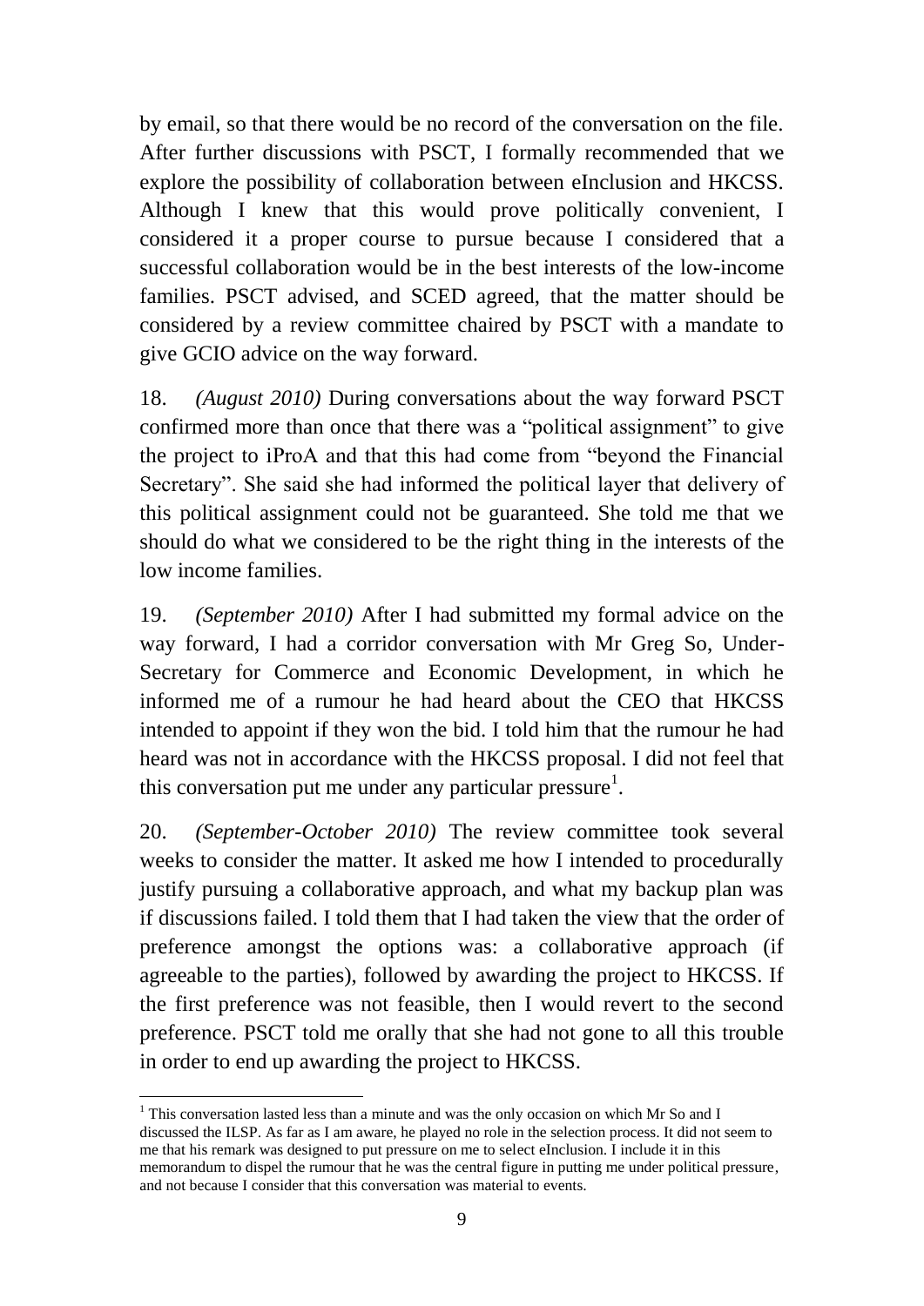by email, so that there would be no record of the conversation on the file. After further discussions with PSCT, I formally recommended that we explore the possibility of collaboration between eInclusion and HKCSS. Although I knew that this would prove politically convenient, I considered it a proper course to pursue because I considered that a successful collaboration would be in the best interests of the low-income families. PSCT advised, and SCED agreed, that the matter should be considered by a review committee chaired by PSCT with a mandate to give GCIO advice on the way forward.

18. *(August 2010)* During conversations about the way forward PSCT confirmed more than once that there was a "political assignment" to give the project to iProA and that this had come from "beyond the Financial Secretary". She said she had informed the political layer that delivery of this political assignment could not be guaranteed. She told me that we should do what we considered to be the right thing in the interests of the low income families.

19. *(September 2010)* After I had submitted my formal advice on the way forward, I had a corridor conversation with Mr Greg So, Under-Secretary for Commerce and Economic Development, in which he informed me of a rumour he had heard about the CEO that HKCSS intended to appoint if they won the bid. I told him that the rumour he had heard was not in accordance with the HKCSS proposal. I did not feel that this conversation put me under any particular pressure[1].

20. *(September-October 2010)* The review committee took several weeks to consider the matter. It asked me how I intended to procedurally justify pursuing a collaborative approach, and what my backup plan was if discussions failed. I told them that I had taken the view that the order of preference amongst the options was: a collaborative approach (if agreeable to the parties), followed by awarding the project to HKCSS. If the first preference was not feasible, then I would revert to the second preference. PSCT told me orally that she had not gone to all this trouble in order to end up awarding the project to HKCSS.

---

[1] This conversation lasted less than a minute and was the only occasion on which Mr So and I discussed the ILSP. As far as I am aware, he played no role in the selection process. It did not seem to me that his remark was designed to put pressure on me to select eInclusion. I include it in this memorandum to dispel the rumour that he was the central figure in putting me under political pressure, and not because I consider that this conversation was material to events.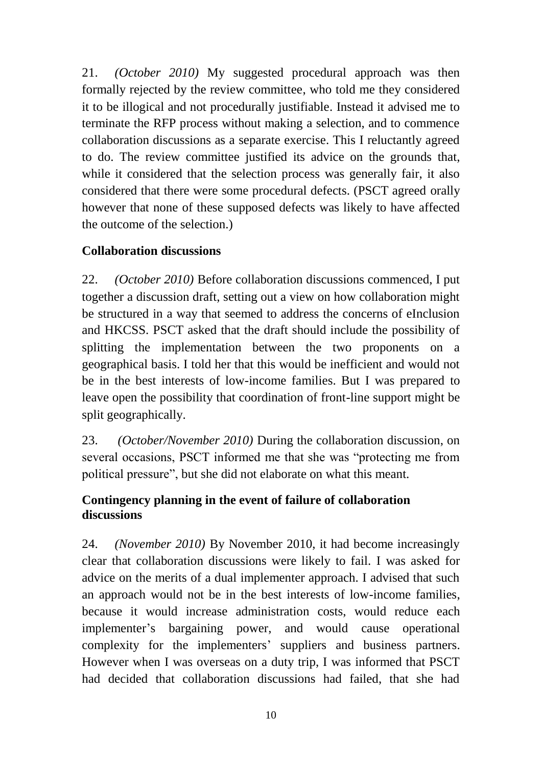21. *(October 2010)* My suggested procedural approach was then formally rejected by the review committee, who told me they considered it to be illogical and not procedurally justifiable. Instead it advised me to terminate the RFP process without making a selection, and to commence collaboration discussions as a separate exercise. This I reluctantly agreed to do. The review committee justified its advice on the grounds that, while it considered that the selection process was generally fair, it also considered that there were some procedural defects. (PSCT agreed orally however that none of these supposed defects was likely to have affected the outcome of the selection.)

**Collaboration discussions**

22. *(October 2010)* Before collaboration discussions commenced, I put together a discussion draft, setting out a view on how collaboration might be structured in a way that seemed to address the concerns of eInclusion and HKCSS. PSCT asked that the draft should include the possibility of splitting the implementation between the two proponents on a geographical basis. I told her that this would be inefficient and would not be in the best interests of low-income families. But I was prepared to leave open the possibility that coordination of front-line support might be split geographically.

23. *(October/November 2010)* During the collaboration discussion, on several occasions, PSCT informed me that she was "protecting me from political pressure", but she did not elaborate on what this meant.

**Contingency planning in the event of failure of collaboration discussions**

24. *(November 2010)* By November 2010, it had become increasingly clear that collaboration discussions were likely to fail. I was asked for advice on the merits of a dual implementer approach. I advised that such an approach would not be in the best interests of low-income families, because it would increase administration costs, would reduce each implementer's bargaining power, and would cause operational complexity for the implementers' suppliers and business partners. However when I was overseas on a duty trip, I was informed that PSCT had decided that collaboration discussions had failed, that she had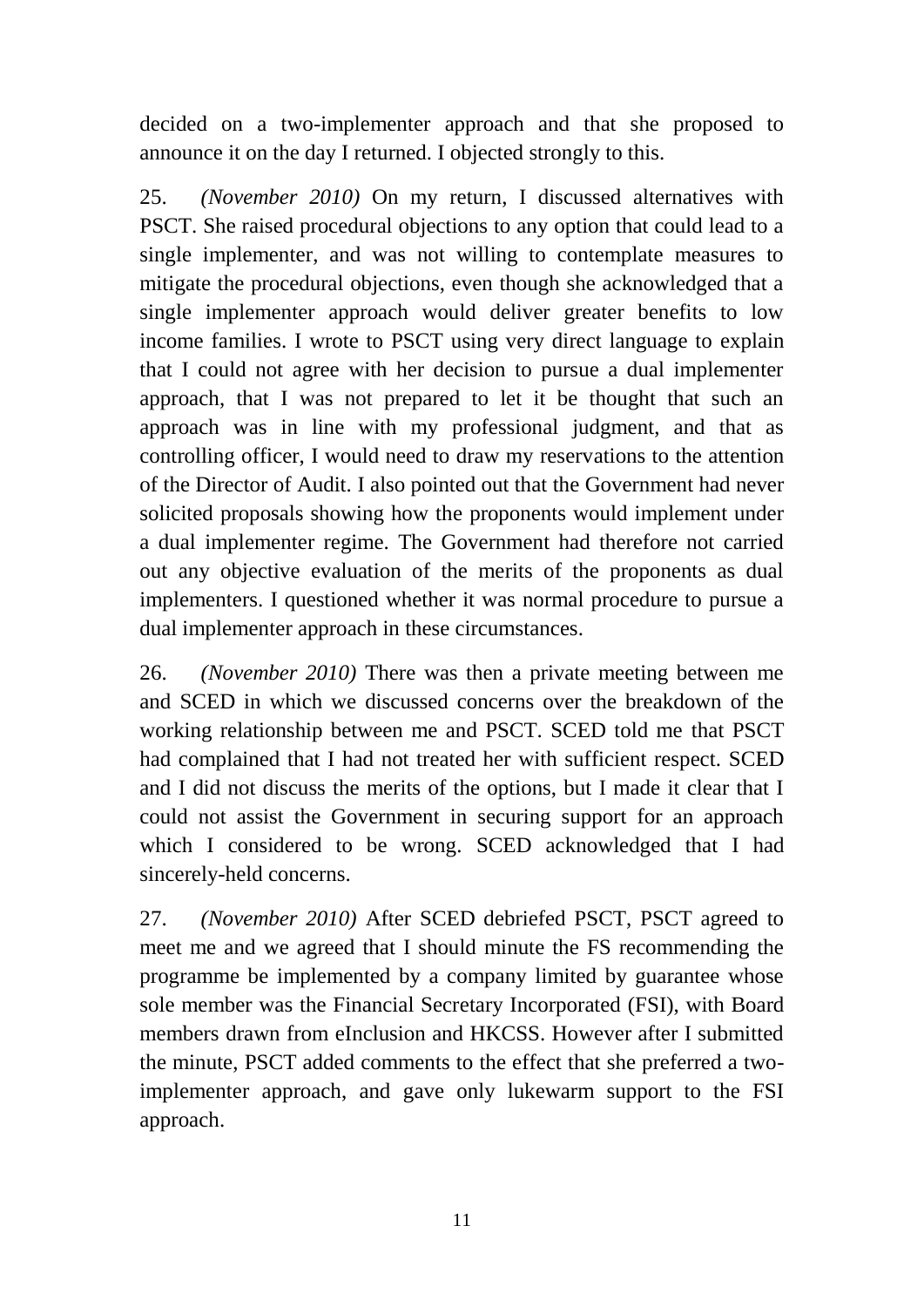decided on a two-implementer approach and that she proposed to announce it on the day I returned. I objected strongly to this.

25. *(November 2010)* On my return, I discussed alternatives with PSCT. She raised procedural objections to any option that could lead to a single implementer, and was not willing to contemplate measures to mitigate the procedural objections, even though she acknowledged that a single implementer approach would deliver greater benefits to low income families. I wrote to PSCT using very direct language to explain that I could not agree with her decision to pursue a dual implementer approach, that I was not prepared to let it be thought that such an approach was in line with my professional judgment, and that as controlling officer, I would need to draw my reservations to the attention of the Director of Audit. I also pointed out that the Government had never solicited proposals showing how the proponents would implement under a dual implementer regime. The Government had therefore not carried out any objective evaluation of the merits of the proponents as dual implementers. I questioned whether it was normal procedure to pursue a dual implementer approach in these circumstances.

26. *(November 2010)* There was then a private meeting between me and SCED in which we discussed concerns over the breakdown of the working relationship between me and PSCT. SCED told me that PSCT had complained that I had not treated her with sufficient respect. SCED and I did not discuss the merits of the options, but I made it clear that I could not assist the Government in securing support for an approach which I considered to be wrong. SCED acknowledged that I had sincerely-held concerns.

27. *(November 2010)* After SCED debriefed PSCT, PSCT agreed to meet me and we agreed that I should minute the FS recommending the programme be implemented by a company limited by guarantee whose sole member was the Financial Secretary Incorporated (FSI), with Board members drawn from eInclusion and HKCSS. However after I submitted the minute, PSCT added comments to the effect that she preferred a two-implementer approach, and gave only lukewarm support to the FSI approach.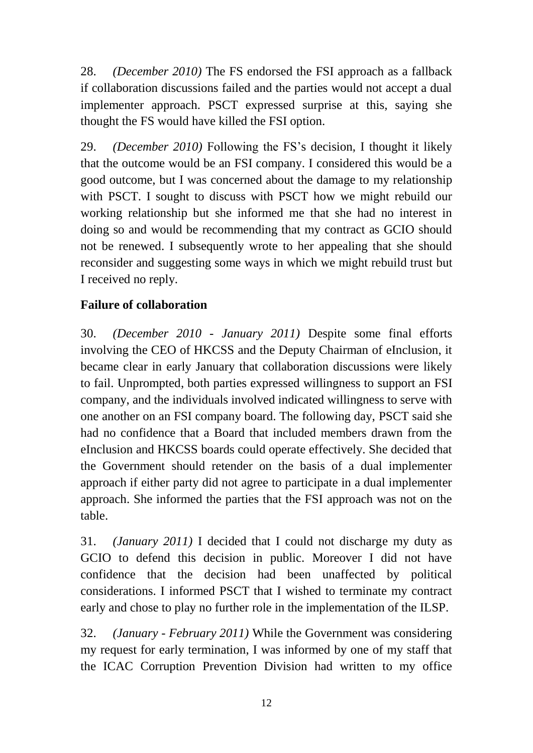28. *(December 2010)* The FS endorsed the FSI approach as a fallback if collaboration discussions failed and the parties would not accept a dual implementer approach. PSCT expressed surprise at this, saying she thought the FS would have killed the FSI option.

29. *(December 2010)* Following the FS's decision, I thought it likely that the outcome would be an FSI company. I considered this would be a good outcome, but I was concerned about the damage to my relationship with PSCT. I sought to discuss with PSCT how we might rebuild our working relationship but she informed me that she had no interest in doing so and would be recommending that my contract as GCIO should not be renewed. I subsequently wrote to her appealing that she should reconsider and suggesting some ways in which we might rebuild trust but I received no reply.

**Failure of collaboration**

30. *(December 2010 - January 2011)* Despite some final efforts involving the CEO of HKCSS and the Deputy Chairman of eInclusion, it became clear in early January that collaboration discussions were likely to fail. Unprompted, both parties expressed willingness to support an FSI company, and the individuals involved indicated willingness to serve with one another on an FSI company board. The following day, PSCT said she had no confidence that a Board that included members drawn from the eInclusion and HKCSS boards could operate effectively. She decided that the Government should retender on the basis of a dual implementer approach if either party did not agree to participate in a dual implementer approach. She informed the parties that the FSI approach was not on the table.

31. *(January 2011)* I decided that I could not discharge my duty as GCIO to defend this decision in public. Moreover I did not have confidence that the decision had been unaffected by political considerations. I informed PSCT that I wished to terminate my contract early and chose to play no further role in the implementation of the ILSP.

32. *(January - February 2011)* While the Government was considering my request for early termination, I was informed by one of my staff that the ICAC Corruption Prevention Division had written to my office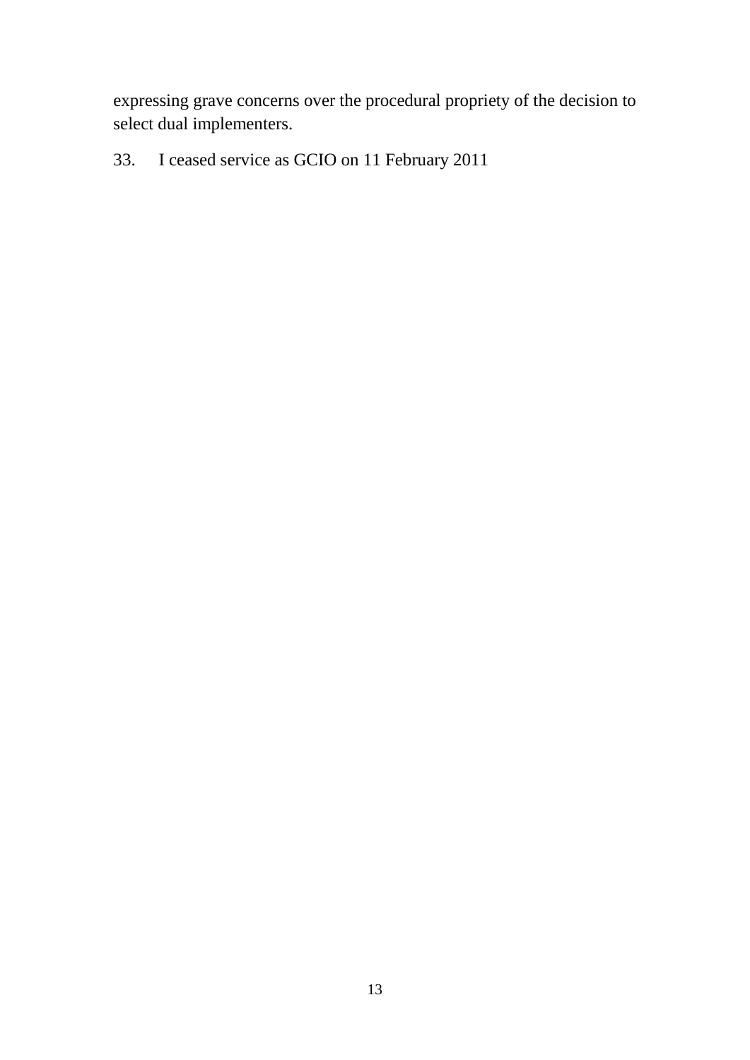expressing grave concerns over the procedural propriety of the decision to select dual implementers.

33. I ceased service as GCIO on 11 February 2011